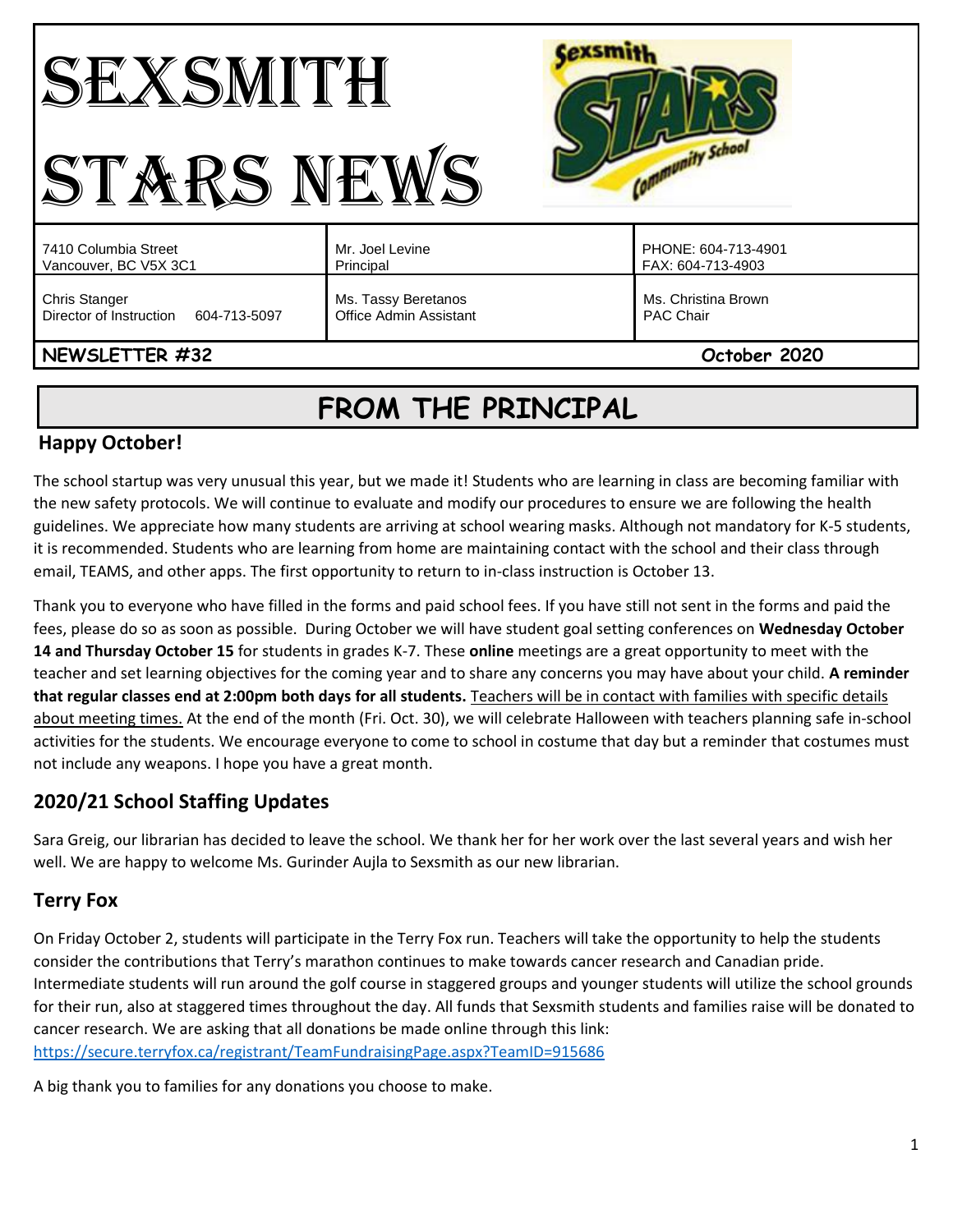# SEXSMITH STARS NEWS

| 7410 Columbia Street<br>Vancouver, BC V5X 3C1 | Mr. Joel Levine<br>Principal | PHONE: 604-713-4901<br>FAX: 604-713-4903 |
|---|---|---|
| Chris Stanger<br>Director of Instruction 604-713-5097 | Ms. Tassy Beretanos<br>Office Admin Assistant | Ms. Christina Brown<br>PAC Chair |

**NEWSLETTER #32** **October 2020**

# FROM THE PRINCIPAL

## Happy October!

The school startup was very unusual this year, but we made it! Students who are learning in class are becoming familiar with the new safety protocols. We will continue to evaluate and modify our procedures to ensure we are following the health guidelines. We appreciate how many students are arriving at school wearing masks. Although not mandatory for K-5 students, it is recommended. Students who are learning from home are maintaining contact with the school and their class through email, TEAMS, and other apps. The first opportunity to return to in-class instruction is October 13.

Thank you to everyone who have filled in the forms and paid school fees. If you have still not sent in the forms and paid the fees, please do so as soon as possible. During October we will have student goal setting conferences on **Wednesday October 14 and Thursday October 15** for students in grades K-7. These **online** meetings are a great opportunity to meet with the teacher and set learning objectives for the coming year and to share any concerns you may have about your child. **A reminder that regular classes end at 2:00pm both days for all students.** Teachers will be in contact with families with specific details about meeting times. At the end of the month (Fri. Oct. 30), we will celebrate Halloween with teachers planning safe in-school activities for the students. We encourage everyone to come to school in costume that day but a reminder that costumes must not include any weapons. I hope you have a great month.

## 2020/21 School Staffing Updates

Sara Greig, our librarian has decided to leave the school. We thank her for her work over the last several years and wish her well. We are happy to welcome Ms. Gurinder Aujla to Sexsmith as our new librarian.

## Terry Fox

On Friday October 2, students will participate in the Terry Fox run. Teachers will take the opportunity to help the students consider the contributions that Terry's marathon continues to make towards cancer research and Canadian pride. Intermediate students will run around the golf course in staggered groups and younger students will utilize the school grounds for their run, also at staggered times throughout the day. All funds that Sexsmith students and families raise will be donated to cancer research. We are asking that all donations be made online through this link: https://secure.terryfox.ca/registrant/TeamFundraisingPage.aspx?TeamID=915686

A big thank you to families for any donations you choose to make.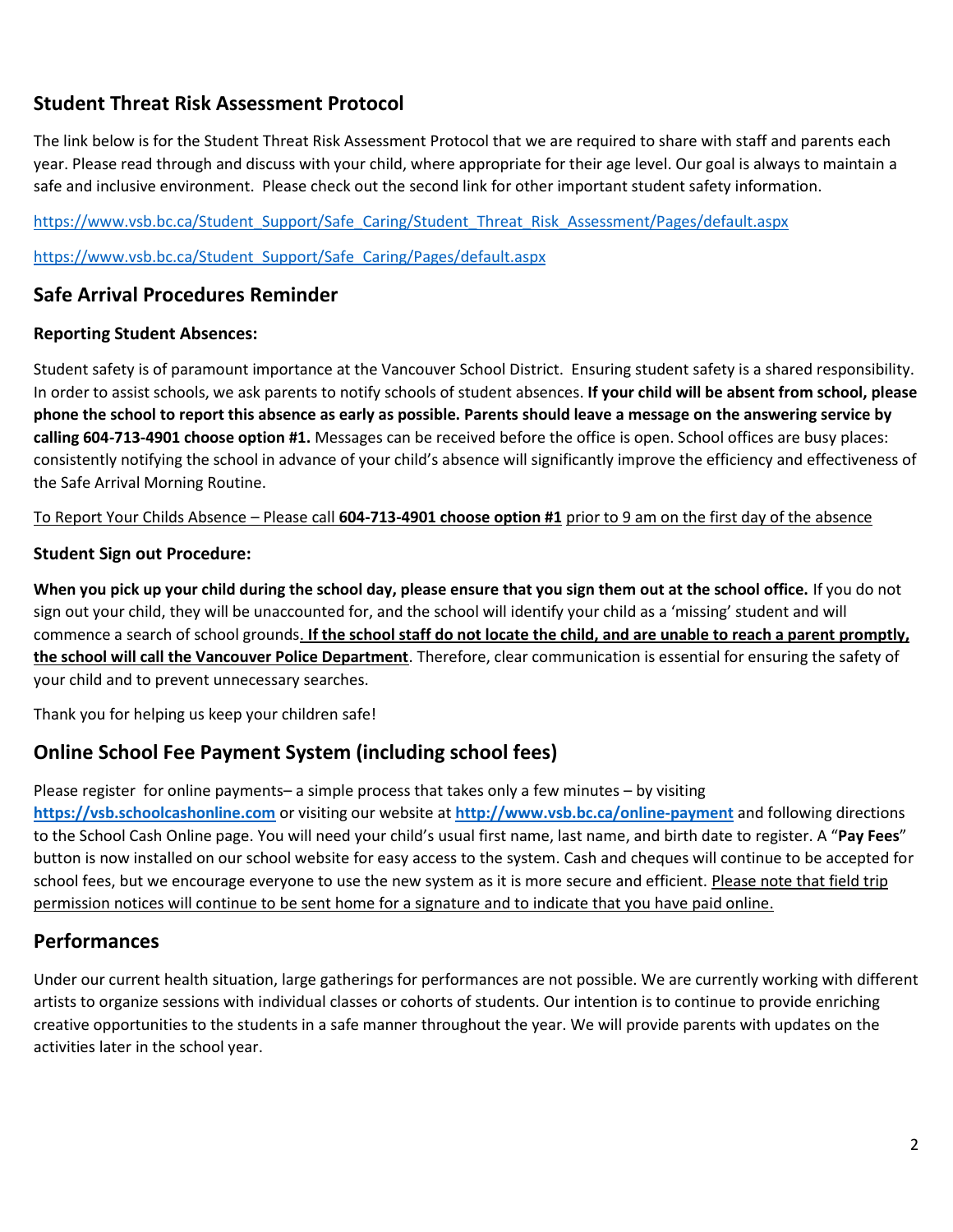## Student Threat Risk Assessment Protocol

The link below is for the Student Threat Risk Assessment Protocol that we are required to share with staff and parents each year. Please read through and discuss with your child, where appropriate for their age level. Our goal is always to maintain a safe and inclusive environment. Please check out the second link for other important student safety information.

https://www.vsb.bc.ca/Student_Support/Safe_Caring/Student_Threat_Risk_Assessment/Pages/default.aspx

https://www.vsb.bc.ca/Student_Support/Safe_Caring/Pages/default.aspx

## Safe Arrival Procedures Reminder

### Reporting Student Absences:

Student safety is of paramount importance at the Vancouver School District. Ensuring student safety is a shared responsibility. In order to assist schools, we ask parents to notify schools of student absences. **If your child will be absent from school, please phone the school to report this absence as early as possible. Parents should leave a message on the answering service by calling 604-713-4901 choose option #1.** Messages can be received before the office is open. School offices are busy places: consistently notifying the school in advance of your child's absence will significantly improve the efficiency and effectiveness of the Safe Arrival Morning Routine.

To Report Your Childs Absence – Please call **604-713-4901 choose option #1** prior to 9 am on the first day of the absence

### Student Sign out Procedure:

**When you pick up your child during the school day, please ensure that you sign them out at the school office.** If you do not sign out your child, they will be unaccounted for, and the school will identify your child as a 'missing' student and will commence a search of school grounds. **If the school staff do not locate the child, and are unable to reach a parent promptly, the school will call the Vancouver Police Department**. Therefore, clear communication is essential for ensuring the safety of your child and to prevent unnecessary searches.

Thank you for helping us keep your children safe!

## Online School Fee Payment System (including school fees)

Please register for online payments– a simple process that takes only a few minutes – by visiting **https://vsb.schoolcashonline.com** or visiting our website at **http://www.vsb.bc.ca/online-payment** and following directions to the School Cash Online page. You will need your child's usual first name, last name, and birth date to register. A "**Pay Fees**" button is now installed on our school website for easy access to the system. Cash and cheques will continue to be accepted for school fees, but we encourage everyone to use the new system as it is more secure and efficient. Please note that field trip permission notices will continue to be sent home for a signature and to indicate that you have paid online.

## Performances

Under our current health situation, large gatherings for performances are not possible. We are currently working with different artists to organize sessions with individual classes or cohorts of students. Our intention is to continue to provide enriching creative opportunities to the students in a safe manner throughout the year. We will provide parents with updates on the activities later in the school year.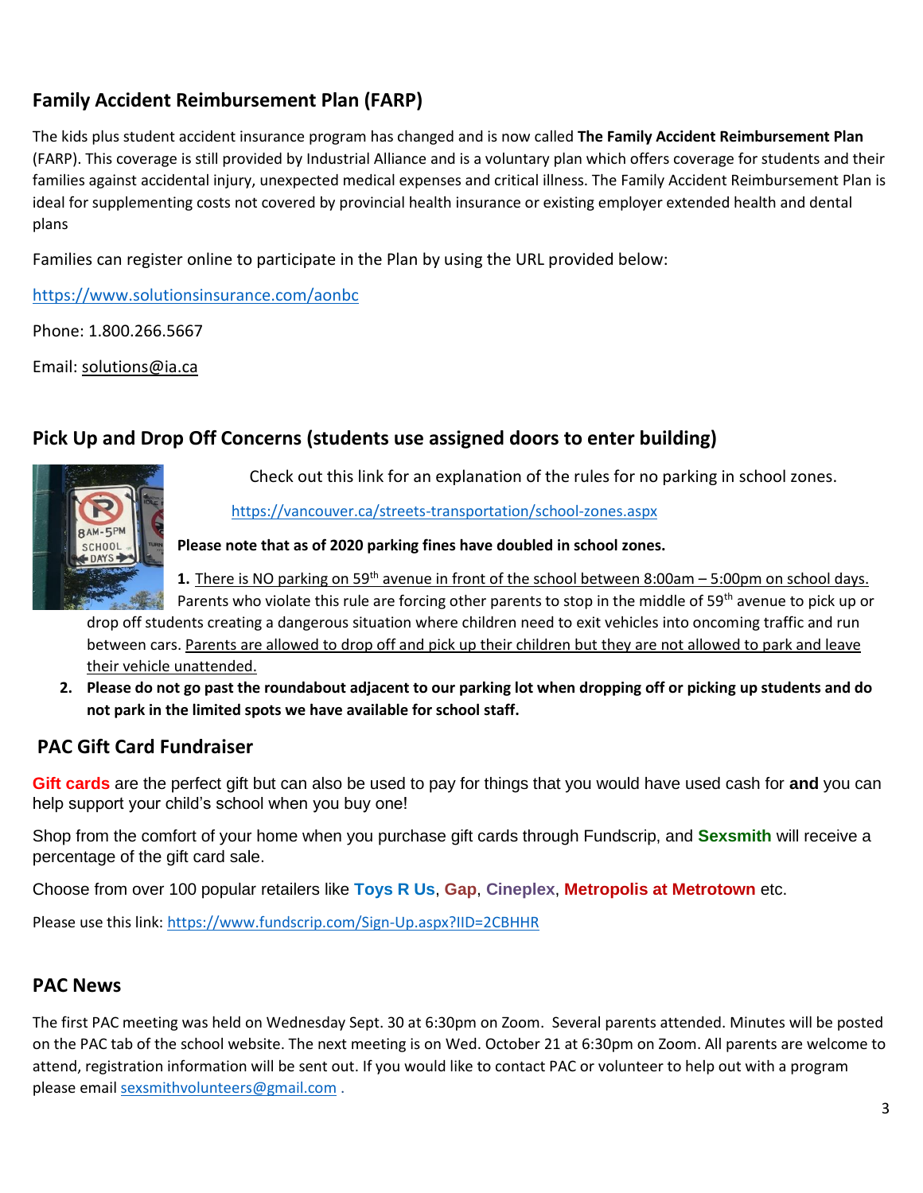## Family Accident Reimbursement Plan (FARP)

The kids plus student accident insurance program has changed and is now called **The Family Accident Reimbursement Plan** (FARP). This coverage is still provided by Industrial Alliance and is a voluntary plan which offers coverage for students and their families against accidental injury, unexpected medical expenses and critical illness. The Family Accident Reimbursement Plan is ideal for supplementing costs not covered by provincial health insurance or existing employer extended health and dental plans

Families can register online to participate in the Plan by using the URL provided below:

https://www.solutionsinsurance.com/aonbc

Phone: 1.800.266.5667

Email: solutions@ia.ca

## Pick Up and Drop Off Concerns (students use assigned doors to enter building)

Check out this link for an explanation of the rules for no parking in school zones.

https://vancouver.ca/streets-transportation/school-zones.aspx

**Please note that as of 2020 parking fines have doubled in school zones.**

1. There is NO parking on 59th avenue in front of the school between 8:00am – 5:00pm on school days. Parents who violate this rule are forcing other parents to stop in the middle of 59th avenue to pick up or drop off students creating a dangerous situation where children need to exit vehicles into oncoming traffic and run between cars. Parents are allowed to drop off and pick up their children but they are not allowed to park and leave their vehicle unattended.
2. **Please do not go past the roundabout adjacent to our parking lot when dropping off or picking up students and do not park in the limited spots we have available for school staff.**

## PAC Gift Card Fundraiser

**Gift cards** are the perfect gift but can also be used to pay for things that you would have used cash for **and** you can help support your child's school when you buy one!

Shop from the comfort of your home when you purchase gift cards through Fundscrip, and **Sexsmith** will receive a percentage of the gift card sale.

Choose from over 100 popular retailers like **Toys R Us**, **Gap**, **Cineplex**, **Metropolis at Metrotown** etc.

Please use this link: https://www.fundscrip.com/Sign-Up.aspx?IID=2CBHHR

## PAC News

The first PAC meeting was held on Wednesday Sept. 30 at 6:30pm on Zoom. Several parents attended. Minutes will be posted on the PAC tab of the school website. The next meeting is on Wed. October 21 at 6:30pm on Zoom. All parents are welcome to attend, registration information will be sent out. If you would like to contact PAC or volunteer to help out with a program please email sexsmithvolunteers@gmail.com .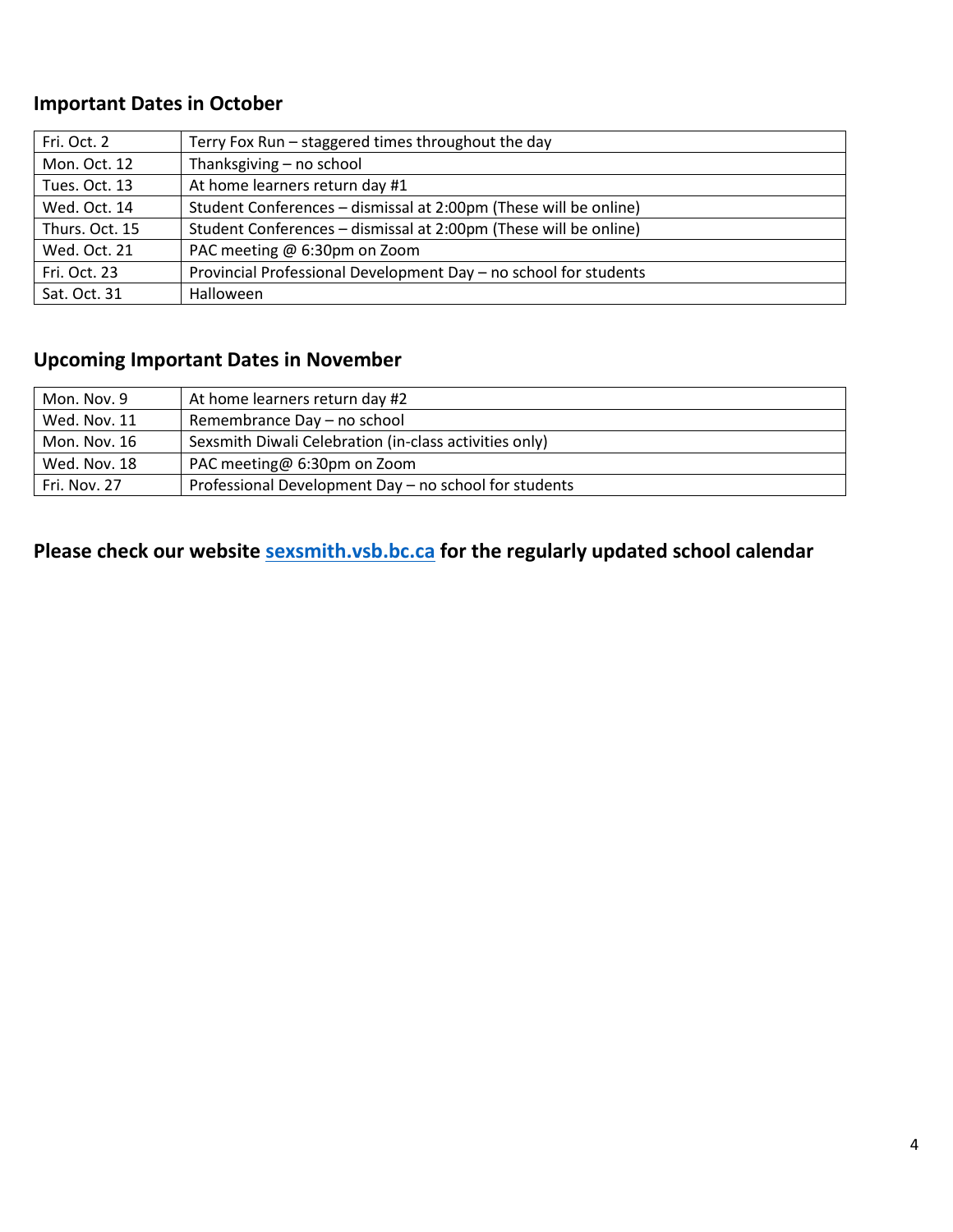## Important Dates in October

| | |
|---|---|
| Fri. Oct. 2 | Terry Fox Run – staggered times throughout the day |
| Mon. Oct. 12 | Thanksgiving – no school |
| Tues. Oct. 13 | At home learners return day #1 |
| Wed. Oct. 14 | Student Conferences – dismissal at 2:00pm (These will be online) |
| Thurs. Oct. 15 | Student Conferences – dismissal at 2:00pm (These will be online) |
| Wed. Oct. 21 | PAC meeting @ 6:30pm on Zoom |
| Fri. Oct. 23 | Provincial Professional Development Day – no school for students |
| Sat. Oct. 31 | Halloween |

## Upcoming Important Dates in November

| | |
|---|---|
| Mon. Nov. 9 | At home learners return day #2 |
| Wed. Nov. 11 | Remembrance Day – no school |
| Mon. Nov. 16 | Sexsmith Diwali Celebration (in-class activities only) |
| Wed. Nov. 18 | PAC meeting@ 6:30pm on Zoom |
| Fri. Nov. 27 | Professional Development Day – no school for students |

**Please check our website [sexsmith.vsb.bc.ca](sexsmith.vsb.bc.ca) for the regularly updated school calendar**